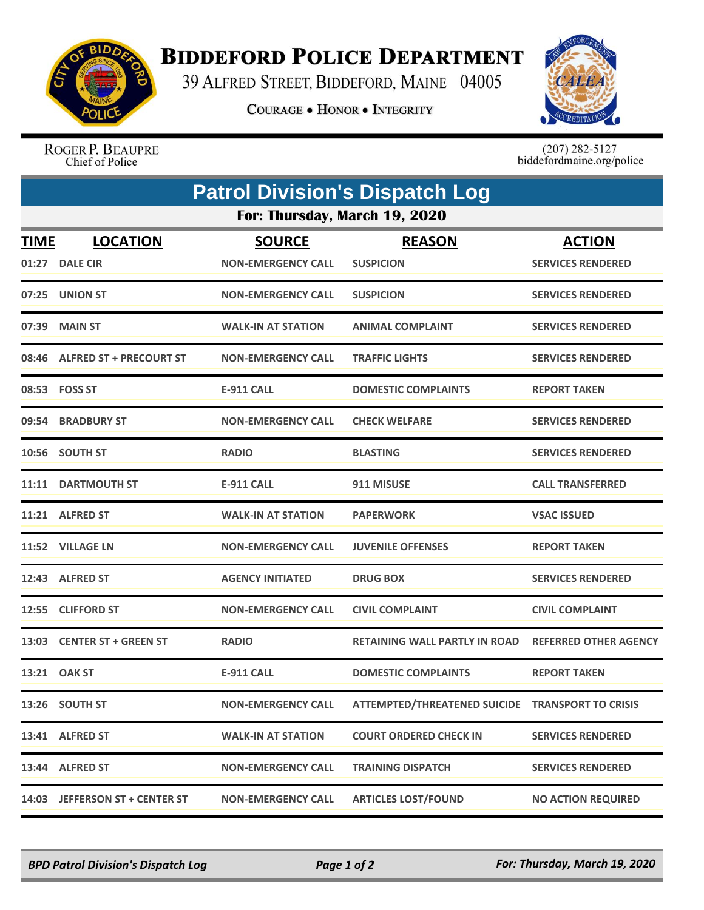# BIDDEFORD POLICE DEPARTMENT

39 ALFRED STREET, BIDDEFORD, MAINE 04005

COURAGE • HONOR • INTEGRITY

ROGER P. BEAUPRE
Chief of Police

(207) 282-5127
biddefordmaine.org/police

## Patrol Division's Dispatch Log

### For: Thursday, March 19, 2020

| TIME | LOCATION | SOURCE | REASON | ACTION |
|---|---|---|---|---|
| 01:27 | DALE CIR | NON-EMERGENCY CALL | SUSPICION | SERVICES RENDERED |
| 07:25 | UNION ST | NON-EMERGENCY CALL | SUSPICION | SERVICES RENDERED |
| 07:39 | MAIN ST | WALK-IN AT STATION | ANIMAL COMPLAINT | SERVICES RENDERED |
| 08:46 | ALFRED ST + PRECOURT ST | NON-EMERGENCY CALL | TRAFFIC LIGHTS | SERVICES RENDERED |
| 08:53 | FOSS ST | E-911 CALL | DOMESTIC COMPLAINTS | REPORT TAKEN |
| 09:54 | BRADBURY ST | NON-EMERGENCY CALL | CHECK WELFARE | SERVICES RENDERED |
| 10:56 | SOUTH ST | RADIO | BLASTING | SERVICES RENDERED |
| 11:11 | DARTMOUTH ST | E-911 CALL | 911 MISUSE | CALL TRANSFERRED |
| 11:21 | ALFRED ST | WALK-IN AT STATION | PAPERWORK | VSAC ISSUED |
| 11:52 | VILLAGE LN | NON-EMERGENCY CALL | JUVENILE OFFENSES | REPORT TAKEN |
| 12:43 | ALFRED ST | AGENCY INITIATED | DRUG BOX | SERVICES RENDERED |
| 12:55 | CLIFFORD ST | NON-EMERGENCY CALL | CIVIL COMPLAINT | CIVIL COMPLAINT |
| 13:03 | CENTER ST + GREEN ST | RADIO | RETAINING WALL PARTLY IN ROAD | REFERRED OTHER AGENCY |
| 13:21 | OAK ST | E-911 CALL | DOMESTIC COMPLAINTS | REPORT TAKEN |
| 13:26 | SOUTH ST | NON-EMERGENCY CALL | ATTEMPTED/THREATENED SUICIDE | TRANSPORT TO CRISIS |
| 13:41 | ALFRED ST | WALK-IN AT STATION | COURT ORDERED CHECK IN | SERVICES RENDERED |
| 13:44 | ALFRED ST | NON-EMERGENCY CALL | TRAINING DISPATCH | SERVICES RENDERED |
| 14:03 | JEFFERSON ST + CENTER ST | NON-EMERGENCY CALL | ARTICLES LOST/FOUND | NO ACTION REQUIRED |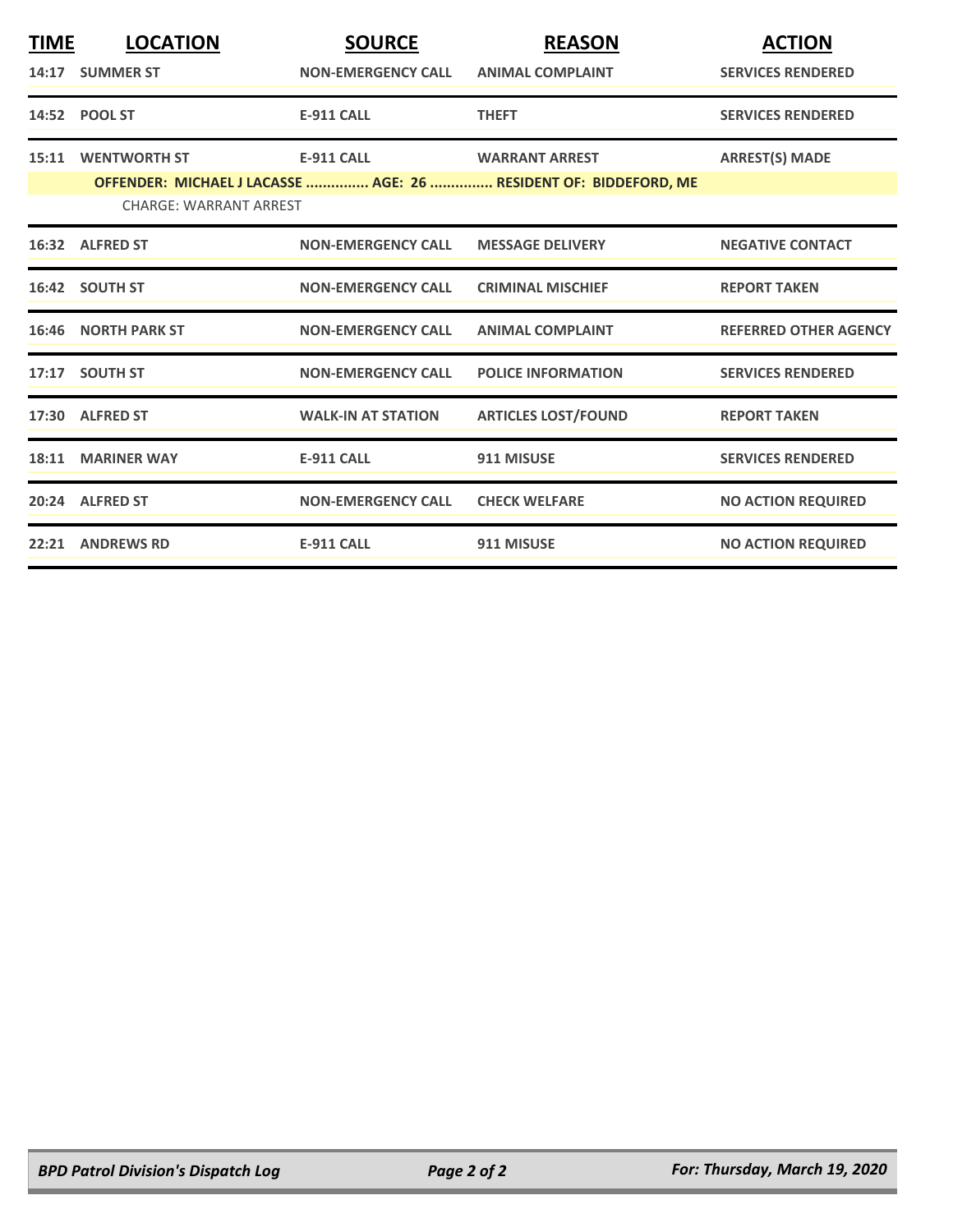| TIME | LOCATION | SOURCE | REASON | ACTION |
|---|---|---|---|---|
| 14:17 | SUMMER ST | NON-EMERGENCY CALL | ANIMAL COMPLAINT | SERVICES RENDERED |
| 14:52 | POOL ST | E-911 CALL | THEFT | SERVICES RENDERED |
| 15:11 | WENTWORTH ST | E-911 CALL | WARRANT ARREST | ARREST(S) MADE |
| | OFFENDER: MICHAEL J LACASSE ............... AGE: 26 ............... RESIDENT OF: BIDDEFORD, ME | | | |
| | CHARGE: WARRANT ARREST | | | |
| 16:32 | ALFRED ST | NON-EMERGENCY CALL | MESSAGE DELIVERY | NEGATIVE CONTACT |
| 16:42 | SOUTH ST | NON-EMERGENCY CALL | CRIMINAL MISCHIEF | REPORT TAKEN |
| 16:46 | NORTH PARK ST | NON-EMERGENCY CALL | ANIMAL COMPLAINT | REFERRED OTHER AGENCY |
| 17:17 | SOUTH ST | NON-EMERGENCY CALL | POLICE INFORMATION | SERVICES RENDERED |
| 17:30 | ALFRED ST | WALK-IN AT STATION | ARTICLES LOST/FOUND | REPORT TAKEN |
| 18:11 | MARINER WAY | E-911 CALL | 911 MISUSE | SERVICES RENDERED |
| 20:24 | ALFRED ST | NON-EMERGENCY CALL | CHECK WELFARE | NO ACTION REQUIRED |
| 22:21 | ANDREWS RD | E-911 CALL | 911 MISUSE | NO ACTION REQUIRED |